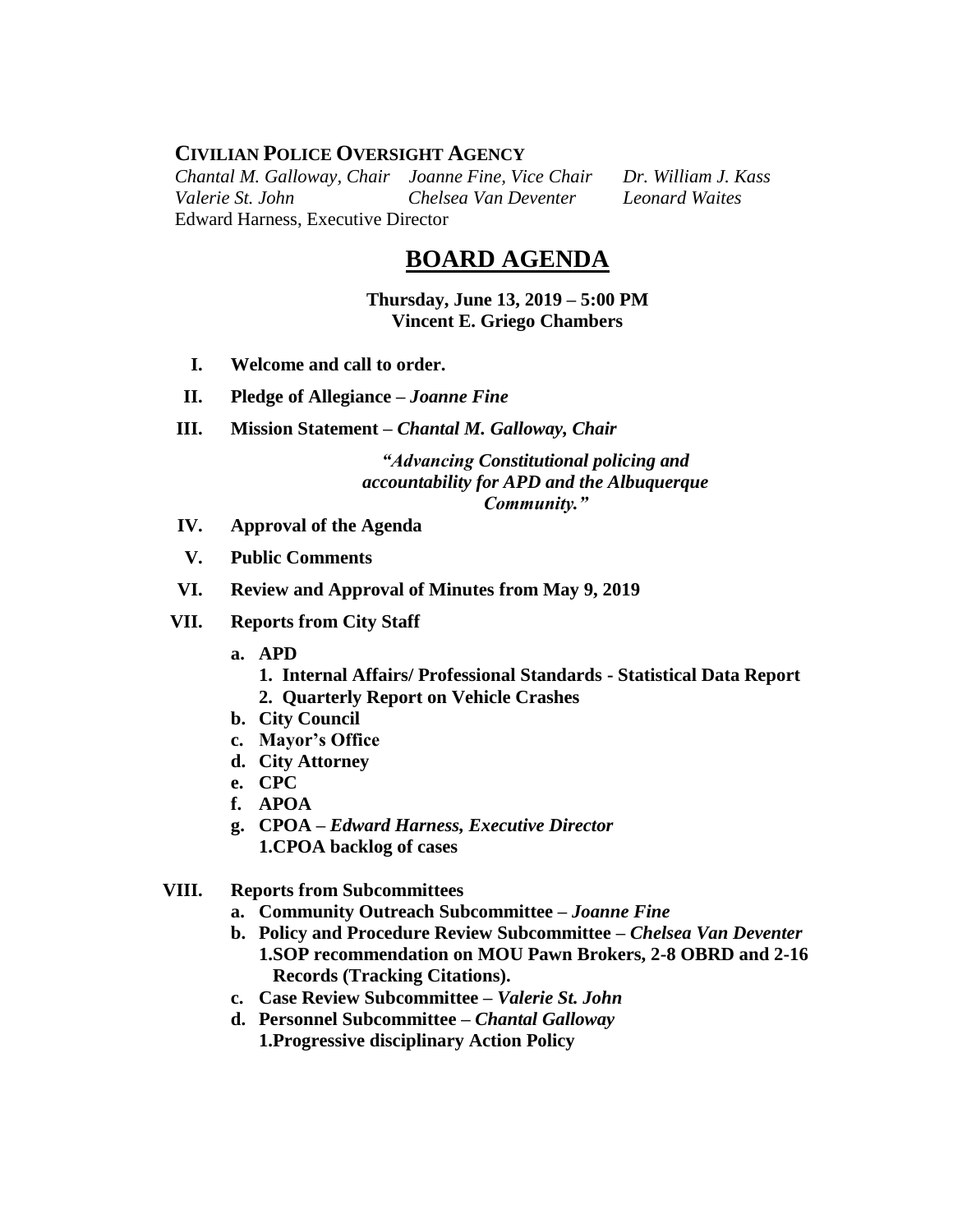**CIVILIAN POLICE OVERSIGHT AGENCY**

*Chantal M. Galloway, Chair* *Joanne Fine, Vice Chair* *Dr. William J. Kass*
*Valerie St. John* *Chelsea Van Deventer* *Leonard Waites*
Edward Harness, Executive Director

# BOARD AGENDA

**Thursday, June 13, 2019 – 5:00 PM**
**Vincent E. Griego Chambers**

I. **Welcome and call to order.**

II. **Pledge of Allegiance –** ***Joanne Fine***

III. **Mission Statement –** ***Chantal M. Galloway, Chair***

***"Advancing Constitutional policing and accountability for APD and the Albuquerque Community."***

IV. **Approval of the Agenda**

V. **Public Comments**

VI. **Review and Approval of Minutes from May 9, 2019**

VII. **Reports from City Staff**

   a. **APD**
      1. **Internal Affairs/ Professional Standards - Statistical Data Report**
      2. **Quarterly Report on Vehicle Crashes**
   b. **City Council**
   c. **Mayor's Office**
   d. **City Attorney**
   e. **CPC**
   f. **APOA**
   g. **CPOA –** ***Edward Harness, Executive Director***
      **1.CPOA backlog of cases**

VIII. **Reports from Subcommittees**

   a. **Community Outreach Subcommittee –** ***Joanne Fine***
   b. **Policy and Procedure Review Subcommittee –** ***Chelsea Van Deventer***
      **1.SOP recommendation on MOU Pawn Brokers, 2-8 OBRD and 2-16 Records (Tracking Citations).**
   c. **Case Review Subcommittee –** ***Valerie St. John***
   d. **Personnel Subcommittee –** ***Chantal Galloway***
      **1.Progressive disciplinary Action Policy**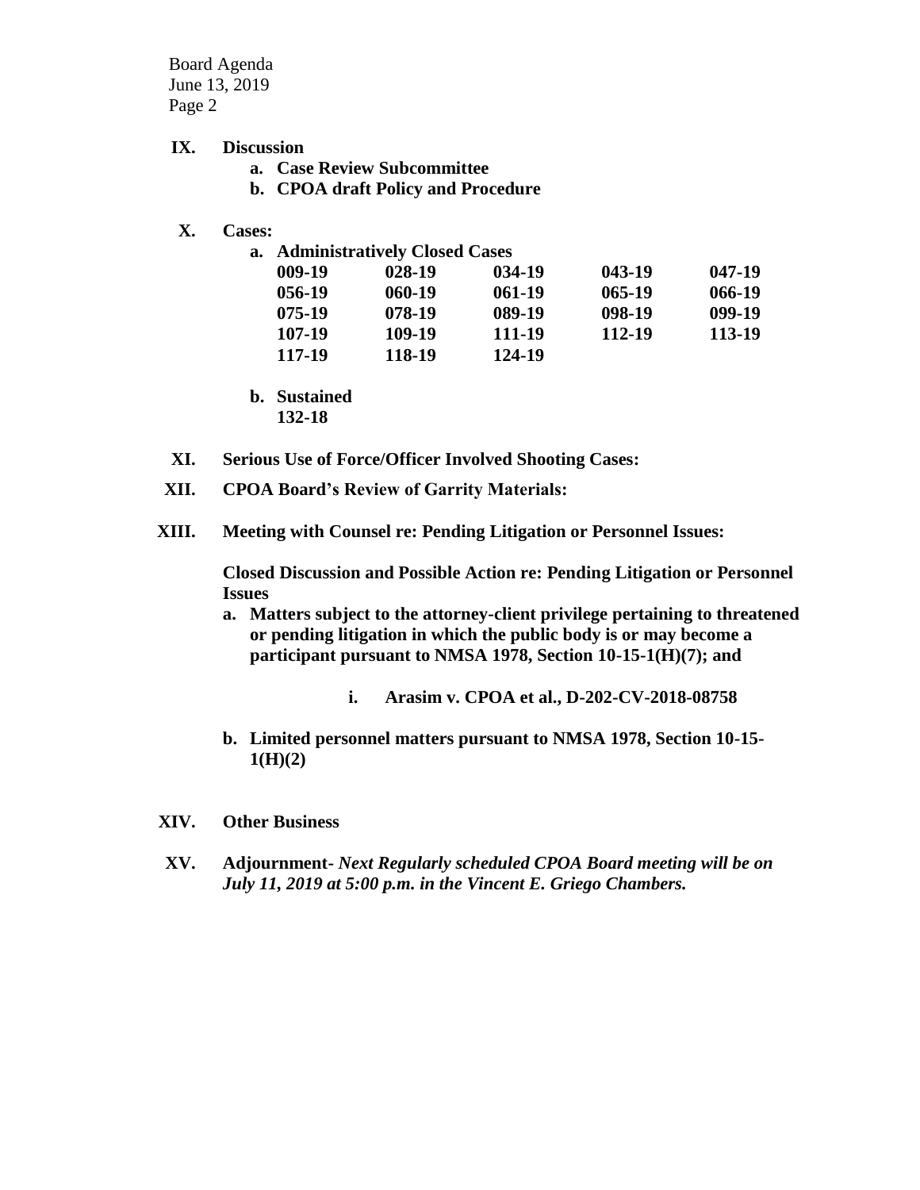IX. **Discussion**
   a. **Case Review Subcommittee**
   b. **CPOA draft Policy and Procedure**

X. **Cases:**
   a. **Administratively Closed Cases**

| | | | | |
|---|---|---|---|---|
| **009-19** | **028-19** | **034-19** | **043-19** | **047-19** |
| **056-19** | **060-19** | **061-19** | **065-19** | **066-19** |
| **075-19** | **078-19** | **089-19** | **098-19** | **099-19** |
| **107-19** | **109-19** | **111-19** | **112-19** | **113-19** |
| **117-19** | **118-19** | **124-19** | | |

   b. **Sustained**
      **132-18**

XI. **Serious Use of Force/Officer Involved Shooting Cases:**

XII. **CPOA Board's Review of Garrity Materials:**

XIII. **Meeting with Counsel re: Pending Litigation or Personnel Issues:**

**Closed Discussion and Possible Action re: Pending Litigation or Personnel Issues**

   a. **Matters subject to the attorney-client privilege pertaining to threatened or pending litigation in which the public body is or may become a participant pursuant to NMSA 1978, Section 10-15-1(H)(7); and**

      i. **Arasim v. CPOA et al., D-202-CV-2018-08758**

   b. **Limited personnel matters pursuant to NMSA 1978, Section 10-15-1(H)(2)**

XIV. **Other Business**

XV. **Adjournment-** ***Next Regularly scheduled CPOA Board meeting will be on July 11, 2019 at 5:00 p.m. in the Vincent E. Griego Chambers.***